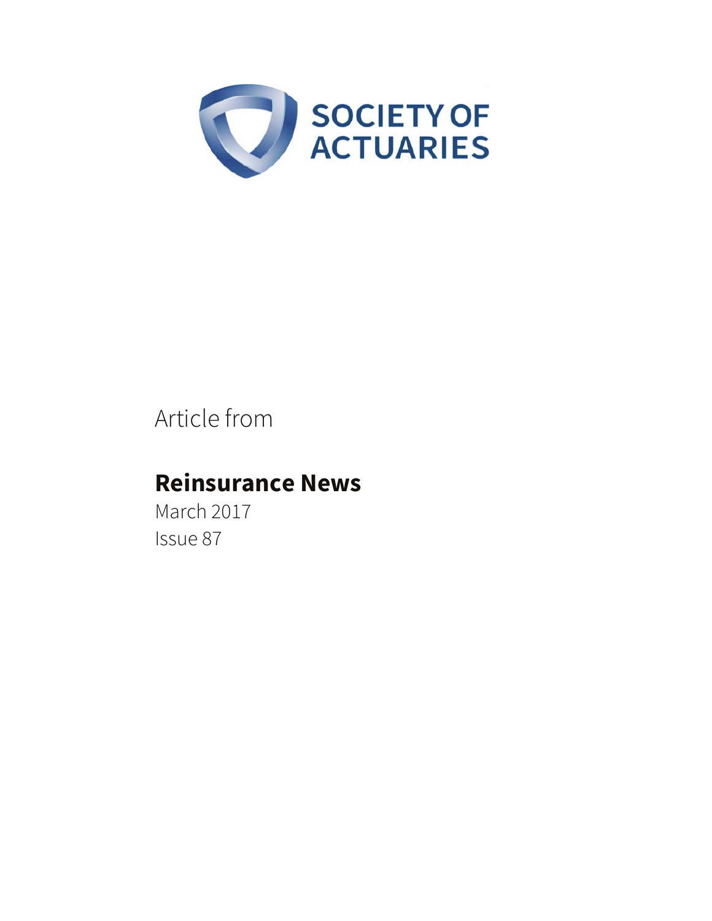SOCIETY OF ACTUARIES

Article from

**Reinsurance News**

March 2017

Issue 87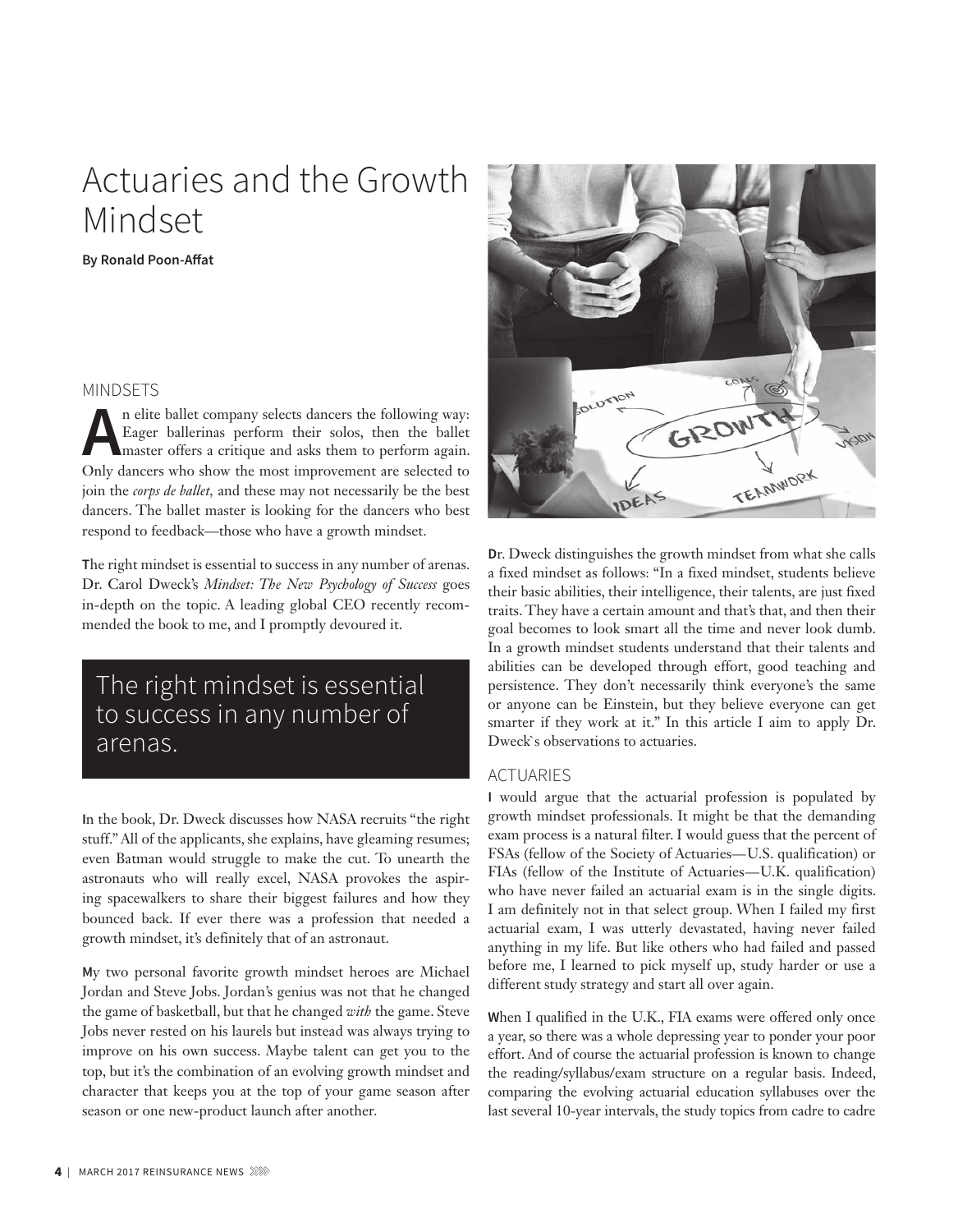# Actuaries and the Growth Mindset

**By Ronald Poon-Affat**

## MINDSETS

An elite ballet company selects dancers the following way: Eager ballerinas perform their solos, then the ballet master offers a critique and asks them to perform again. Only dancers who show the most improvement are selected to join the *corps de ballet*, and these may not necessarily be the best dancers. The ballet master is looking for the dancers who best respond to feedback—those who have a growth mindset.

The right mindset is essential to success in any number of arenas. Dr. Carol Dweck's *Mindset: The New Psychology of Success* goes in-depth on the topic. A leading global CEO recently recommended the book to me, and I promptly devoured it.

> The right mindset is essential to success in any number of arenas.

In the book, Dr. Dweck discusses how NASA recruits "the right stuff." All of the applicants, she explains, have gleaming resumes; even Batman would struggle to make the cut. To unearth the astronauts who will really excel, NASA provokes the aspiring spacewalkers to share their biggest failures and how they bounced back. If ever there was a profession that needed a growth mindset, it's definitely that of an astronaut.

My two personal favorite growth mindset heroes are Michael Jordan and Steve Jobs. Jordan's genius was not that he changed the game of basketball, but that he changed *with* the game. Steve Jobs never rested on his laurels but instead was always trying to improve on his own success. Maybe talent can get you to the top, but it's the combination of an evolving growth mindset and character that keeps you at the top of your game season after season or one new-product launch after another.

Dr. Dweck distinguishes the growth mindset from what she calls a fixed mindset as follows: "In a fixed mindset, students believe their basic abilities, their intelligence, their talents, are just fixed traits. They have a certain amount and that's that, and then their goal becomes to look smart all the time and never look dumb. In a growth mindset students understand that their talents and abilities can be developed through effort, good teaching and persistence. They don't necessarily think everyone's the same or anyone can be Einstein, but they believe everyone can get smarter if they work at it." In this article I aim to apply Dr. Dweck`s observations to actuaries.

## ACTUARIES

I would argue that the actuarial profession is populated by growth mindset professionals. It might be that the demanding exam process is a natural filter. I would guess that the percent of FSAs (fellow of the Society of Actuaries—U.S. qualification) or FIAs (fellow of the Institute of Actuaries—U.K. qualification) who have never failed an actuarial exam is in the single digits. I am definitely not in that select group. When I failed my first actuarial exam, I was utterly devastated, having never failed anything in my life. But like others who had failed and passed before me, I learned to pick myself up, study harder or use a different study strategy and start all over again.

When I qualified in the U.K., FIA exams were offered only once a year, so there was a whole depressing year to ponder your poor effort. And of course the actuarial profession is known to change the reading/syllabus/exam structure on a regular basis. Indeed, comparing the evolving actuarial education syllabuses over the last several 10-year intervals, the study topics from cadre to cadre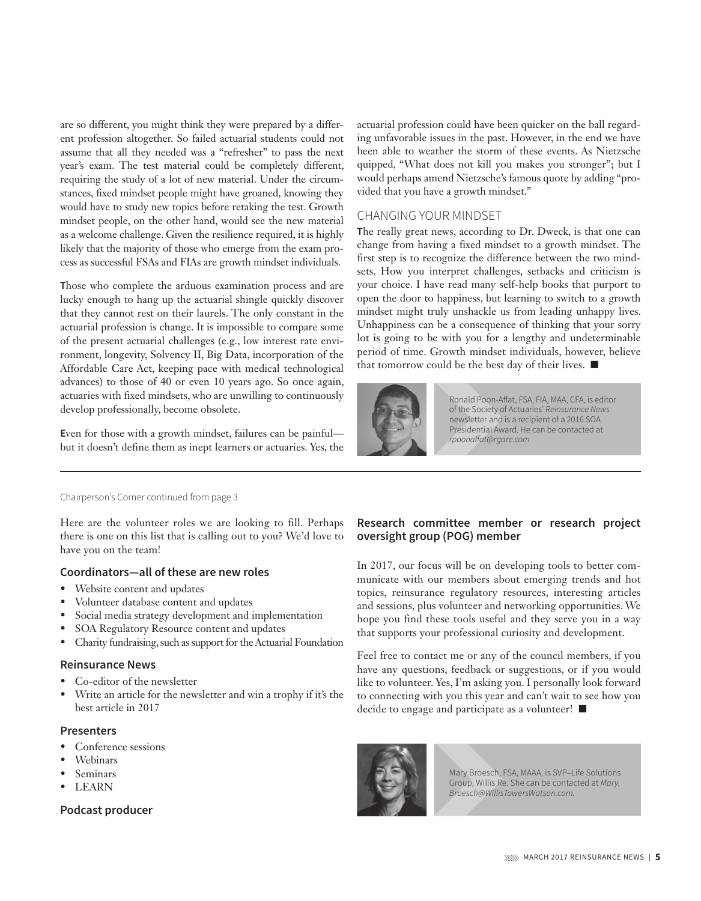are so different, you might think they were prepared by a different profession altogether. So failed actuarial students could not assume that all they needed was a "refresher" to pass the next year's exam. The test material could be completely different, requiring the study of a lot of new material. Under the circumstances, fixed mindset people might have groaned, knowing they would have to study new topics before retaking the test. Growth mindset people, on the other hand, would see the new material as a welcome challenge. Given the resilience required, it is highly likely that the majority of those who emerge from the exam process as successful FSAs and FIAs are growth mindset individuals.

Those who complete the arduous examination process and are lucky enough to hang up the actuarial shingle quickly discover that they cannot rest on their laurels. The only constant in the actuarial profession is change. It is impossible to compare some of the present actuarial challenges (e.g., low interest rate environment, longevity, Solvency II, Big Data, incorporation of the Affordable Care Act, keeping pace with medical technological advances) to those of 40 or even 10 years ago. So once again, actuaries with fixed mindsets, who are unwilling to continuously develop professionally, become obsolete.

Even for those with a growth mindset, failures can be painful—but it doesn't define them as inept learners or actuaries. Yes, the actuarial profession could have been quicker on the ball regarding unfavorable issues in the past. However, in the end we have been able to weather the storm of these events. As Nietzsche quipped, "What does not kill you makes you stronger"; but I would perhaps amend Nietzsche's famous quote by adding "provided that you have a growth mindset."

## CHANGING YOUR MINDSET

The really great news, according to Dr. Dweck, is that one can change from having a fixed mindset to a growth mindset. The first step is to recognize the difference between the two mindsets. How you interpret challenges, setbacks and criticism is your choice. I have read many self-help books that purport to open the door to happiness, but learning to switch to a growth mindset might truly unshackle us from leading unhappy lives. Unhappiness can be a consequence of thinking that your sorry lot is going to be with you for a lengthy and undeterminable period of time. Growth mindset individuals, however, believe that tomorrow could be the best day of their lives. ■

Ronald Poon-Affat, FSA, FIA, MAA, CFA, is editor of the Society of Actuaries' *Reinsurance News* newsletter and is a recipient of a 2016 SOA Presidential Award. He can be contacted at *rpoonaffat@rgare.com*

---

Chairperson's Corner continued from page 3

Here are the volunteer roles we are looking to fill. Perhaps there is one on this list that is calling out to you? We'd love to have you on the team!

### Coordinators—all of these are new roles

- Website content and updates
- Volunteer database content and updates
- Social media strategy development and implementation
- SOA Regulatory Resource content and updates
- Charity fundraising, such as support for the Actuarial Foundation

### Reinsurance News

- Co-editor of the newsletter
- Write an article for the newsletter and win a trophy if it's the best article in 2017

### Presenters

- Conference sessions
- Webinars
- Seminars
- LEARN

### Podcast producer

### Research committee member or research project oversight group (POG) member

In 2017, our focus will be on developing tools to better communicate with our members about emerging trends and hot topics, reinsurance regulatory resources, interesting articles and sessions, plus volunteer and networking opportunities. We hope you find these tools useful and they serve you in a way that supports your professional curiosity and development.

Feel free to contact me or any of the council members, if you have any questions, feedback or suggestions, or if you would like to volunteer. Yes, I'm asking you. I personally look forward to connecting with you this year and can't wait to see how you decide to engage and participate as a volunteer! ■

Mary Broesch, FSA, MAAA, is SVP–Life Solutions Group, Willis Re. She can be contacted at *Mary.Broesch@WillisTowersWatson.com.*